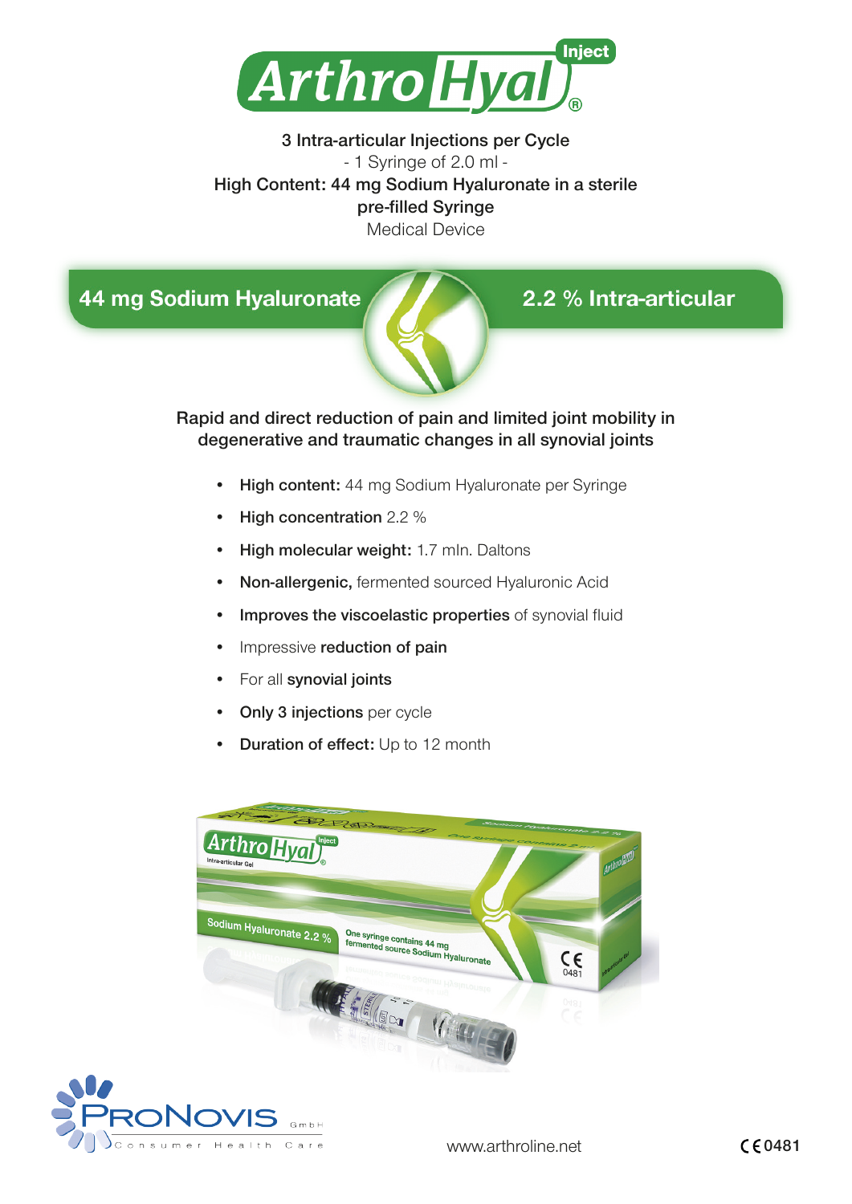# ArthroHyal® Inject

3 Intra-articular Injections per Cycle
- 1 Syringe of 2.0 ml -
High Content: 44 mg Sodium Hyaluronate in a sterile pre-filled Syringe
Medical Device

**44 mg Sodium Hyaluronate** **2.2 % Intra-articular**

**Rapid and direct reduction of pain and limited joint mobility in degenerative and traumatic changes in all synovial joints**

- **High content:** 44 mg Sodium Hyaluronate per Syringe
- **High concentration** 2.2 %
- **High molecular weight:** 1.7 mln. Daltons
- **Non-allergenic,** fermented sourced Hyaluronic Acid
- **Improves the viscoelastic properties** of synovial fluid
- Impressive **reduction of pain**
- For all **synovial joints**
- **Only 3 injections** per cycle
- **Duration of effect:** Up to 12 month

ProNovis GmbH
Consumer Health Care

www.arthroline.net

CE 0481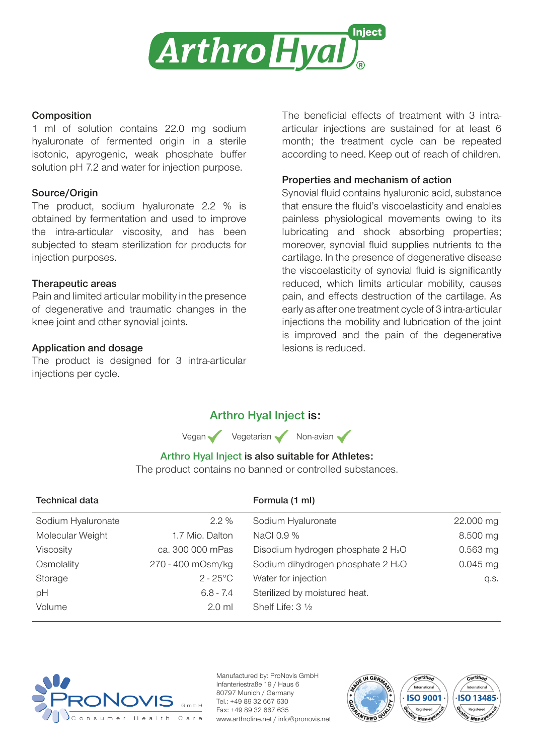# Arthro Hyal Inject®

## Composition

1 ml of solution contains 22.0 mg sodium hyaluronate of fermented origin in a sterile isotonic, apyrogenic, weak phosphate buffer solution pH 7.2 and water for injection purpose.

## Source/Origin

The product, sodium hyaluronate 2.2 % is obtained by fermentation and used to improve the intra-articular viscosity, and has been subjected to steam sterilization for products for injection purposes.

## Therapeutic areas

Pain and limited articular mobility in the presence of degenerative and traumatic changes in the knee joint and other synovial joints.

## Application and dosage

The product is designed for 3 intra-articular injections per cycle.

The beneficial effects of treatment with 3 intra-articular injections are sustained for at least 6 month; the treatment cycle can be repeated according to need. Keep out of reach of children.

## Properties and mechanism of action

Synovial fluid contains hyaluronic acid, substance that ensure the fluid's viscoelasticity and enables painless physiological movements owing to its lubricating and shock absorbing properties; moreover, synovial fluid supplies nutrients to the cartilage. In the presence of degenerative disease the viscoelasticity of synovial fluid is significantly reduced, which limits articular mobility, causes pain, and effects destruction of the cartilage. As early as after one treatment cycle of 3 intra-articular injections the mobility and lubrication of the joint is improved and the pain of the degenerative lesions is reduced.

## Arthro Hyal Inject is:

Vegan ✓ Vegetarian ✓ Non-avian ✓

**Arthro Hyal Inject is also suitable for Athletes:**
The product contains no banned or controlled substances.

| Technical data | | Formula (1 ml) | |
|---|---|---|---|
| Sodium Hyaluronate | 2.2 % | Sodium Hyaluronate | 22.000 mg |
| Molecular Weight | 1.7 Mio. Dalton | NaCl 0.9 % | 8.500 mg |
| Viscosity | ca. 300 000 mPas | Disodium hydrogen phosphate 2 $H_2O$ | 0.563 mg |
| Osmolality | 270 - 400 mOsm/kg | Sodium dihydrogen phosphate 2 $H_2O$ | 0.045 mg |
| Storage | 2 - 25°C | Water for injection | q.s. |
| pH | 6.8 - 7.4 | Sterilized by moistured heat. | |
| Volume | 2.0 ml | Shelf Life: 3 ½ | |

ProNovis GmbH – Consumer Health Care

Manufactured by: ProNovis GmbH
Infanteriestraße 19 / Haus 6
80797 Munich / Germany
Tel.: +49 89 32 667 630
Fax: +49 89 32 667 635
www.arthroline.net / info@pronovis.net

Made in Germany – Guaranteed Quality · Certified International ISO 9001 Registered Quality Management · Certified International ISO 13485 Registered Quality Management